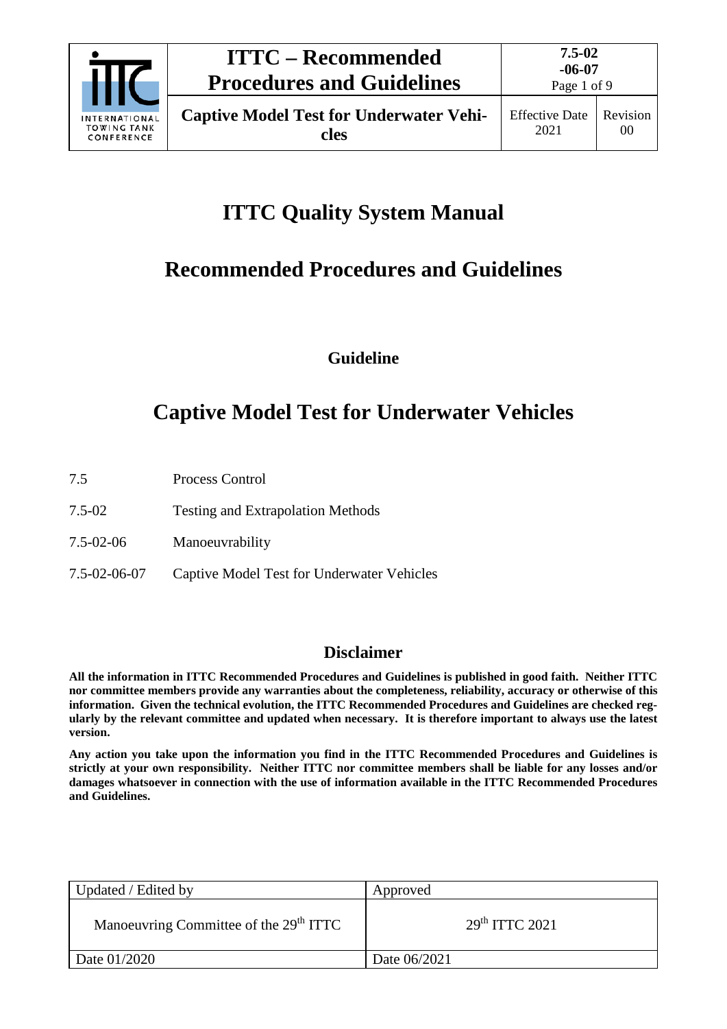# ITTC Quality System Manual

## Recommended Procedures and Guidelines

### Guideline

# Captive Model Test for Underwater Vehicles

| | |
|---|---|
| 7.5 | Process Control |
| 7.5-02 | Testing and Extrapolation Methods |
| 7.5-02-06 | Manoeuvrability |
| 7.5-02-06-07 | Captive Model Test for Underwater Vehicles |

### Disclaimer

**All the information in ITTC Recommended Procedures and Guidelines is published in good faith. Neither ITTC nor committee members provide any warranties about the completeness, reliability, accuracy or otherwise of this information. Given the technical evolution, the ITTC Recommended Procedures and Guidelines are checked regularly by the relevant committee and updated when necessary. It is therefore important to always use the latest version.**

**Any action you take upon the information you find in the ITTC Recommended Procedures and Guidelines is strictly at your own responsibility. Neither ITTC nor committee members shall be liable for any losses and/or damages whatsoever in connection with the use of information available in the ITTC Recommended Procedures and Guidelines.**

| Updated / Edited by | Approved |
|---|---|
| Manoeuvring Committee of the 29th ITTC | 29th ITTC 2021 |
| Date 01/2020 | Date 06/2021 |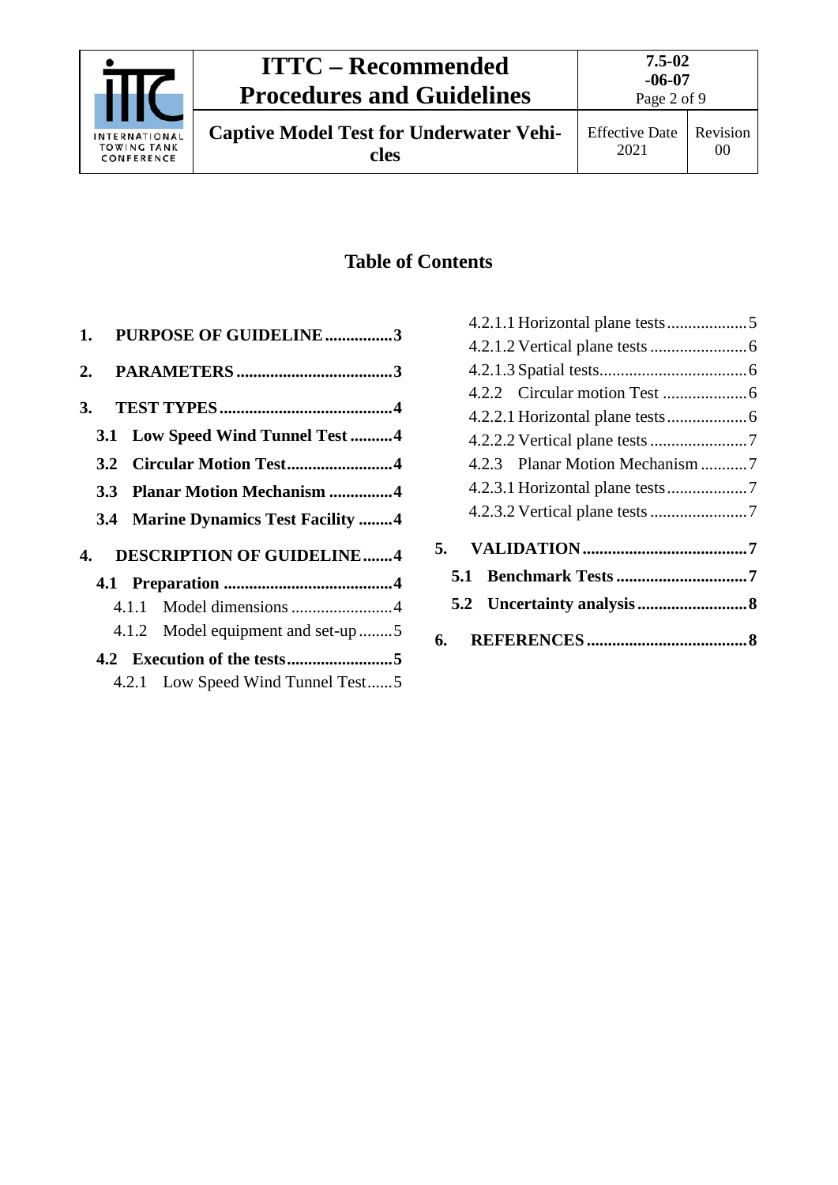## Table of Contents

**1. PURPOSE OF GUIDELINE ................3**

**2. PARAMETERS .....................................3**

**3. TEST TYPES .........................................4**

- **3.1 Low Speed Wind Tunnel Test ..........4**
- **3.2 Circular Motion Test.........................4**
- **3.3 Planar Motion Mechanism ...............4**
- **3.4 Marine Dynamics Test Facility ........4**

**4. DESCRIPTION OF GUIDELINE.......4**

- **4.1 Preparation ........................................4**
  - 4.1.1 Model dimensions ........................4
  - 4.1.2 Model equipment and set-up ........5
- **4.2 Execution of the tests.........................5**
  - 4.2.1 Low Speed Wind Tunnel Test......5
    - 4.2.1.1 Horizontal plane tests...................5
    - 4.2.1.2 Vertical plane tests .......................6
    - 4.2.1.3 Spatial tests..................................6
  - 4.2.2 Circular motion Test ....................6
    - 4.2.2.1 Horizontal plane tests...................6
    - 4.2.2.2 Vertical plane tests .......................7
  - 4.2.3 Planar Motion Mechanism ...........7
    - 4.2.3.1 Horizontal plane tests...................7
    - 4.2.3.2 Vertical plane tests .......................7

**5. VALIDATION .......................................7**

- **5.1 Benchmark Tests ...............................7**
- **5.2 Uncertainty analysis ..........................8**

**6. REFERENCES ......................................8**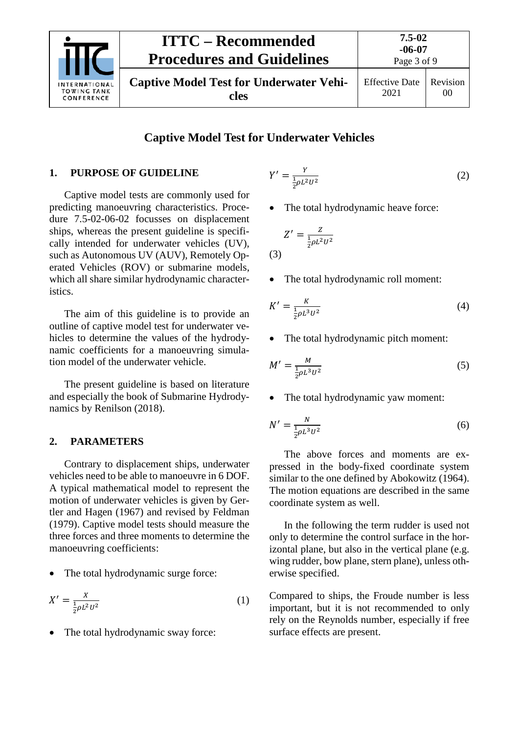# Captive Model Test for Underwater Vehicles

## 1. PURPOSE OF GUIDELINE

Captive model tests are commonly used for predicting manoeuvring characteristics. Procedure 7.5-02-06-02 focusses on displacement ships, whereas the present guideline is specifically intended for underwater vehicles (UV), such as Autonomous UV (AUV), Remotely Operated Vehicles (ROV) or submarine models, which all share similar hydrodynamic characteristics.

The aim of this guideline is to provide an outline of captive model test for underwater vehicles to determine the values of the hydrodynamic coefficients for a manoeuvring simulation model of the underwater vehicle.

The present guideline is based on literature and especially the book of Submarine Hydrodynamics by Renilson (2018).

## 2. PARAMETERS

Contrary to displacement ships, underwater vehicles need to be able to manoeuvre in 6 DOF. A typical mathematical model to represent the motion of underwater vehicles is given by Gertler and Hagen (1967) and revised by Feldman (1979). Captive model tests should measure the three forces and three moments to determine the manoeuvring coefficients:

- The total hydrodynamic surge force:

$$X' = \frac{X}{\frac{1}{2}\rho L^2 U^2} \tag{1}$$

- The total hydrodynamic sway force:

$$Y' = \frac{Y}{\frac{1}{2}\rho L^2 U^2} \tag{2}$$

- The total hydrodynamic heave force:

$$Z' = \frac{Z}{\frac{1}{2}\rho L^2 U^2} \tag{3}$$

- The total hydrodynamic roll moment:

$$K' = \frac{K}{\frac{1}{2}\rho L^3 U^2} \tag{4}$$

- The total hydrodynamic pitch moment:

$$M' = \frac{M}{\frac{1}{2}\rho L^3 U^2} \tag{5}$$

- The total hydrodynamic yaw moment:

$$N' = \frac{N}{\frac{1}{2}\rho L^3 U^2} \tag{6}$$

The above forces and moments are expressed in the body-fixed coordinate system similar to the one defined by Abokowitz (1964). The motion equations are described in the same coordinate system as well.

In the following the term rudder is used not only to determine the control surface in the horizontal plane, but also in the vertical plane (e.g. wing rudder, bow plane, stern plane), unless otherwise specified.

Compared to ships, the Froude number is less important, but it is not recommended to only rely on the Reynolds number, especially if free surface effects are present.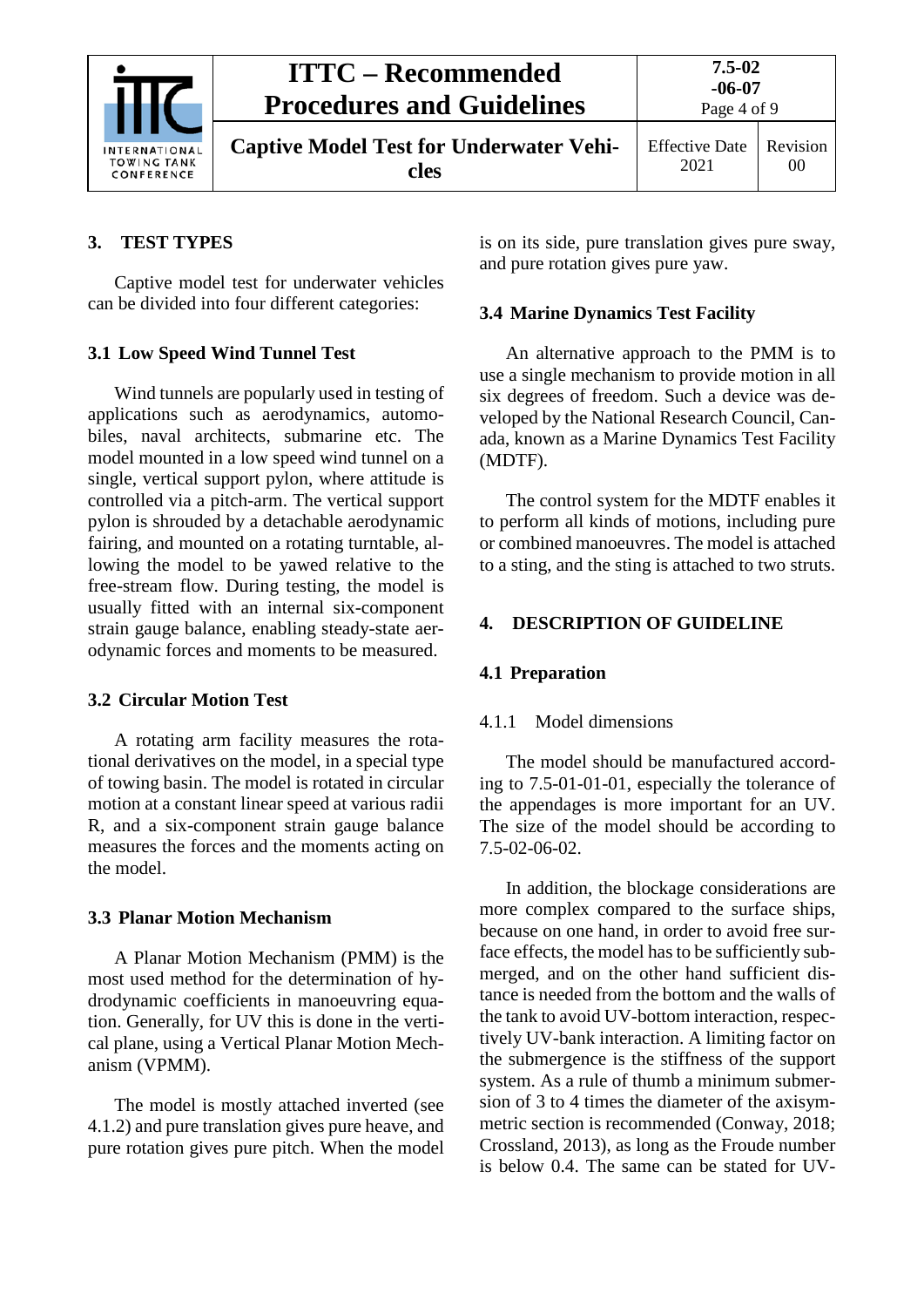## 3. TEST TYPES

Captive model test for underwater vehicles can be divided into four different categories:

### 3.1 Low Speed Wind Tunnel Test

Wind tunnels are popularly used in testing of applications such as aerodynamics, automobiles, naval architects, submarine etc. The model mounted in a low speed wind tunnel on a single, vertical support pylon, where attitude is controlled via a pitch-arm. The vertical support pylon is shrouded by a detachable aerodynamic fairing, and mounted on a rotating turntable, allowing the model to be yawed relative to the free-stream flow. During testing, the model is usually fitted with an internal six-component strain gauge balance, enabling steady-state aerodynamic forces and moments to be measured.

### 3.2 Circular Motion Test

A rotating arm facility measures the rotational derivatives on the model, in a special type of towing basin. The model is rotated in circular motion at a constant linear speed at various radii R, and a six-component strain gauge balance measures the forces and the moments acting on the model.

### 3.3 Planar Motion Mechanism

A Planar Motion Mechanism (PMM) is the most used method for the determination of hydrodynamic coefficients in manoeuvring equation. Generally, for UV this is done in the vertical plane, using a Vertical Planar Motion Mechanism (VPMM).

The model is mostly attached inverted (see 4.1.2) and pure translation gives pure heave, and pure rotation gives pure pitch. When the model is on its side, pure translation gives pure sway, and pure rotation gives pure yaw.

### 3.4 Marine Dynamics Test Facility

An alternative approach to the PMM is to use a single mechanism to provide motion in all six degrees of freedom. Such a device was developed by the National Research Council, Canada, known as a Marine Dynamics Test Facility (MDTF).

The control system for the MDTF enables it to perform all kinds of motions, including pure or combined manoeuvres. The model is attached to a sting, and the sting is attached to two struts.

## 4. DESCRIPTION OF GUIDELINE

### 4.1 Preparation

#### 4.1.1 Model dimensions

The model should be manufactured according to 7.5-01-01-01, especially the tolerance of the appendages is more important for an UV. The size of the model should be according to 7.5-02-06-02.

In addition, the blockage considerations are more complex compared to the surface ships, because on one hand, in order to avoid free surface effects, the model has to be sufficiently submerged, and on the other hand sufficient distance is needed from the bottom and the walls of the tank to avoid UV-bottom interaction, respectively UV-bank interaction. A limiting factor on the submergence is the stiffness of the support system. As a rule of thumb a minimum submersion of 3 to 4 times the diameter of the axisymmetric section is recommended (Conway, 2018; Crossland, 2013), as long as the Froude number is below 0.4. The same can be stated for UV-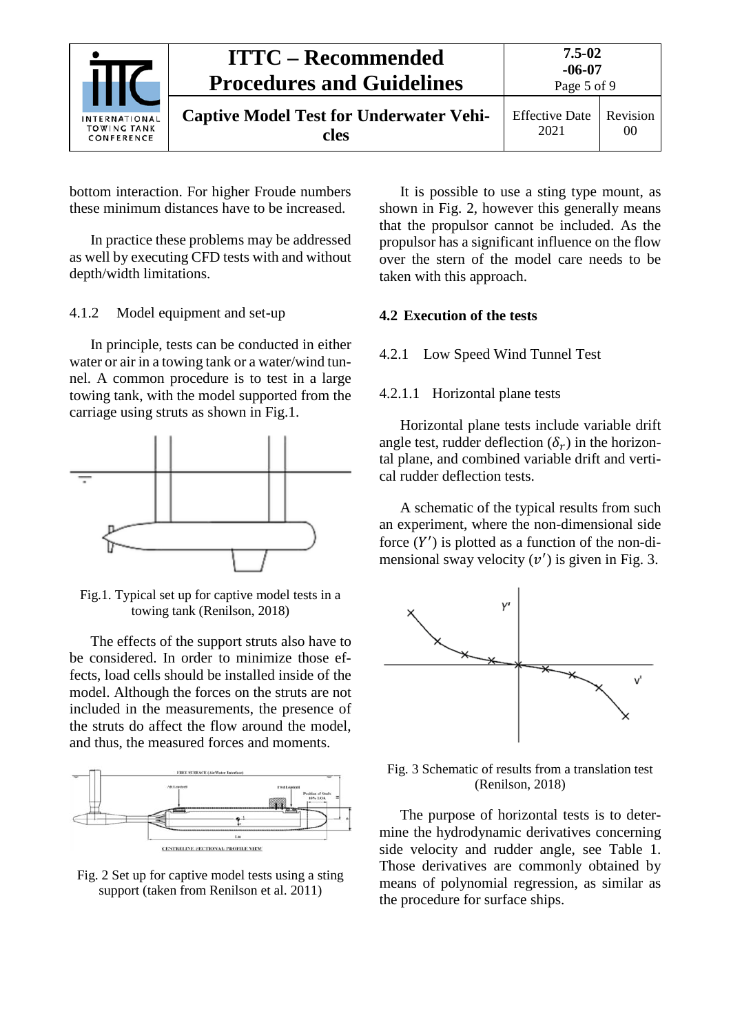bottom interaction. For higher Froude numbers these minimum distances have to be increased.

In practice these problems may be addressed as well by executing CFD tests with and without depth/width limitations.

#### 4.1.2 Model equipment and set-up

In principle, tests can be conducted in either water or air in a towing tank or a water/wind tunnel. A common procedure is to test in a large towing tank, with the model supported from the carriage using struts as shown in Fig.1.

Fig.1. Typical set up for captive model tests in a towing tank (Renilson, 2018)

The effects of the support struts also have to be considered. In order to minimize those effects, load cells should be installed inside of the model. Although the forces on the struts are not included in the measurements, the presence of the struts do affect the flow around the model, and thus, the measured forces and moments.

Fig. 2 Set up for captive model tests using a sting support (taken from Renilson et al. 2011)

It is possible to use a sting type mount, as shown in Fig. 2, however this generally means that the propulsor cannot be included. As the propulsor has a significant influence on the flow over the stern of the model care needs to be taken with this approach.

### 4.2 Execution of the tests

#### 4.2.1 Low Speed Wind Tunnel Test

##### 4.2.1.1 Horizontal plane tests

Horizontal plane tests include variable drift angle test, rudder deflection ($\delta_r$) in the horizontal plane, and combined variable drift and vertical rudder deflection tests.

A schematic of the typical results from such an experiment, where the non-dimensional side force ($Y'$) is plotted as a function of the non-dimensional sway velocity ($v'$) is given in Fig. 3.

Fig. 3 Schematic of results from a translation test (Renilson, 2018)

The purpose of horizontal tests is to determine the hydrodynamic derivatives concerning side velocity and rudder angle, see Table 1. Those derivatives are commonly obtained by means of polynomial regression, as similar as the procedure for surface ships.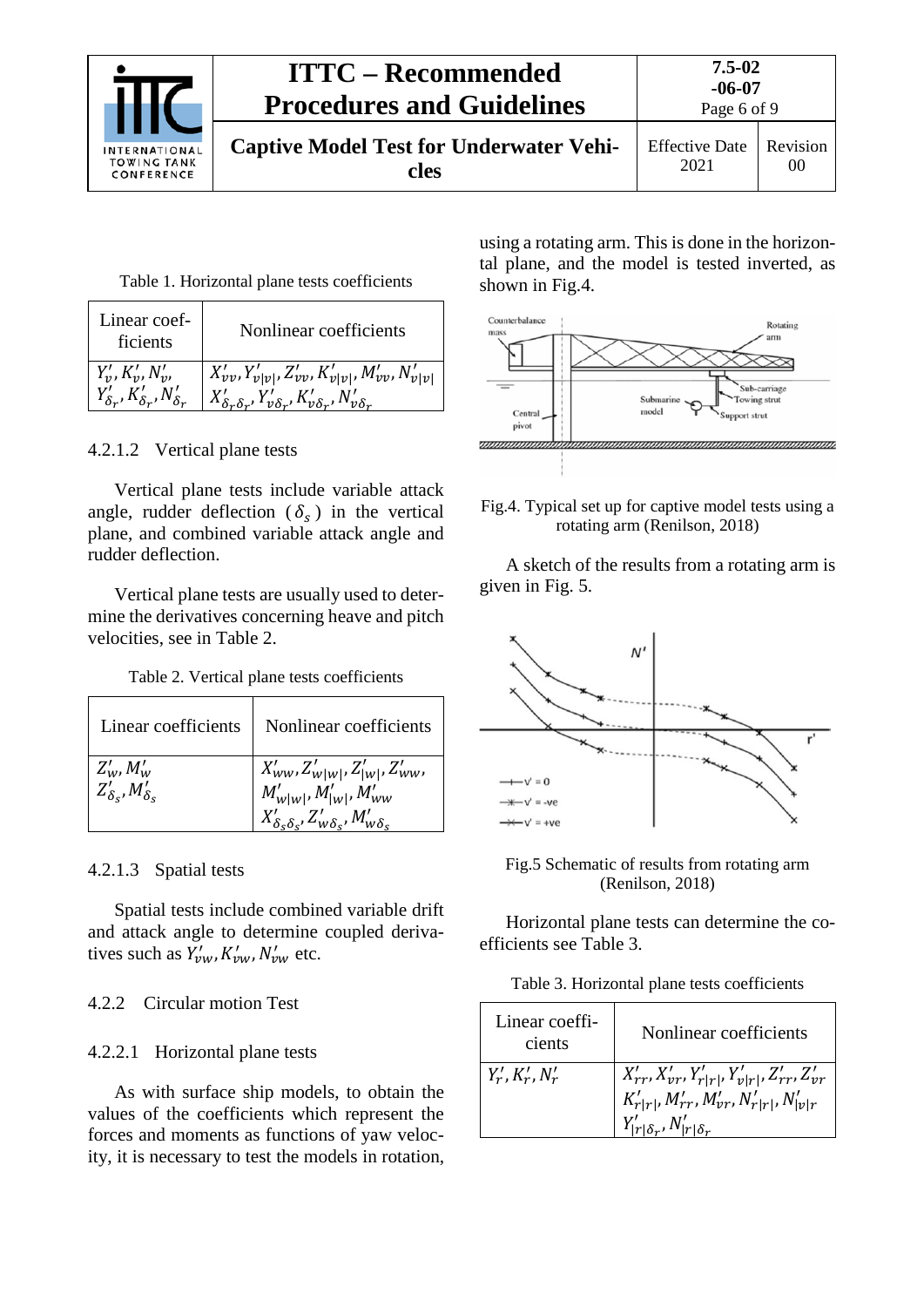Table 1. Horizontal plane tests coefficients

| Linear coefficients | Nonlinear coefficients |
|---|---|
| $Y'_v, K'_v, N'_v,$ $Y'_{\delta_r}, K'_{\delta_r}, N'_{\delta_r}$ | $X'_{vv}, Y'_{v\|v\|}, Z'_{vv}, K'_{v\|v\|}, M'_{vv}, N'_{v\|v\|}$ $X'_{\delta_r\delta_r}, Y'_{v\delta_r}, K'_{v\delta_r}, N'_{v\delta_r}$ |

#### 4.2.1.2 Vertical plane tests

Vertical plane tests include variable attack angle, rudder deflection ($\delta_s$) in the vertical plane, and combined variable attack angle and rudder deflection.

Vertical plane tests are usually used to determine the derivatives concerning heave and pitch velocities, see in Table 2.

Table 2. Vertical plane tests coefficients

| Linear coefficients | Nonlinear coefficients |
|---|---|
| $Z'_w, M'_w$ $Z'_{\delta_s}, M'_{\delta_s}$ | $X'_{ww}, Z'_{w\|w\|}, Z'_{\|w\|}, Z'_{ww},$ $M'_{w\|w\|}, M'_{\|w\|}, M'_{ww}$ $X'_{\delta_s\delta_s}, Z'_{w\delta_s}, M'_{w\delta_s}$ |

#### 4.2.1.3 Spatial tests

Spatial tests include combined variable drift and attack angle to determine coupled derivatives such as $Y'_{vw}, K'_{vw}, N'_{vw}$ etc.

### 4.2.2 Circular motion Test

#### 4.2.2.1 Horizontal plane tests

As with surface ship models, to obtain the values of the coefficients which represent the forces and moments as functions of yaw velocity, it is necessary to test the models in rotation, using a rotating arm. This is done in the horizontal plane, and the model is tested inverted, as shown in Fig.4.

Fig.4. Typical set up for captive model tests using a rotating arm (Renilson, 2018)

A sketch of the results from a rotating arm is given in Fig. 5.

Fig.5 Schematic of results from rotating arm (Renilson, 2018)

Horizontal plane tests can determine the coefficients see Table 3.

Table 3. Horizontal plane tests coefficients

| Linear coefficients | Nonlinear coefficients |
|---|---|
| $Y'_r, K'_r, N'_r$ | $X'_{rr}, X'_{vr}, Y'_{r\|r\|}, Y'_{v\|r\|}, Z'_{rr}, Z'_{vr}$ $K'_{r\|r\|}, M'_{rr}, M'_{vr}, N'_{r\|r\|}, N'_{\|v\|r}$ $Y'_{\|r\|\delta_r}, N'_{\|r\|\delta_r}$ |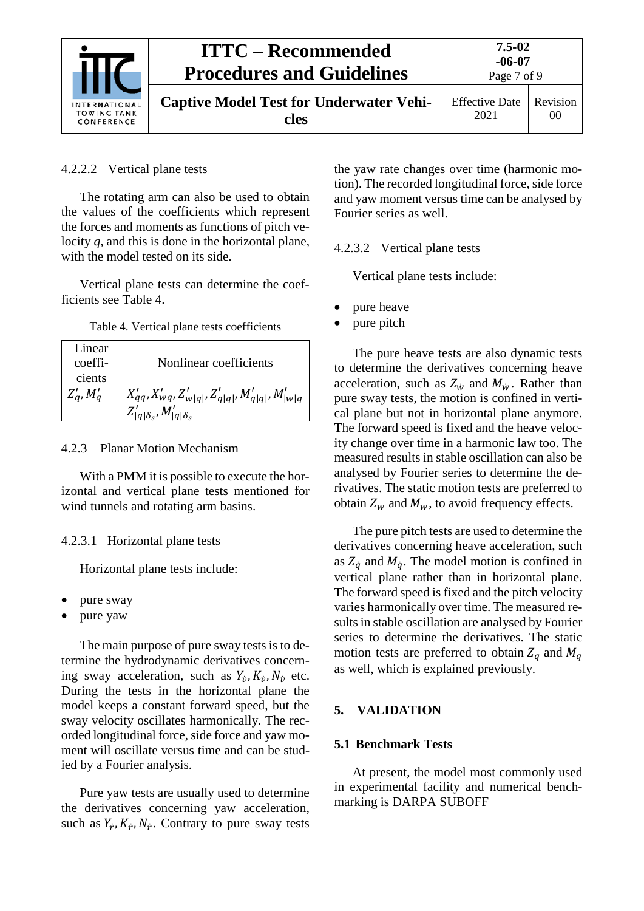#### 4.2.2.2 Vertical plane tests

The rotating arm can also be used to obtain the values of the coefficients which represent the forces and moments as functions of pitch velocity *q*, and this is done in the horizontal plane, with the model tested on its side.

Vertical plane tests can determine the coefficients see Table 4.

Table 4. Vertical plane tests coefficients

| Linear coefficients | Nonlinear coefficients |
|---|---|
| $Z_q'$, $M_q'$ | $X_{qq}'$, $X_{wq}'$, $Z_{w\|q\|}'$, $Z_{q\|q\|}'$, $M_{q\|q\|}'$, $M_{\|w\|q}'$ $Z_{\|q\|\delta_s}'$, $M_{\|q\|\delta_s}'$ |

### 4.2.3 Planar Motion Mechanism

With a PMM it is possible to execute the horizontal and vertical plane tests mentioned for wind tunnels and rotating arm basins.

#### 4.2.3.1 Horizontal plane tests

Horizontal plane tests include:

- pure sway
- pure yaw

The main purpose of pure sway tests is to determine the hydrodynamic derivatives concerning sway acceleration, such as $Y_{\dot{v}}, K_{\dot{v}}, N_{\dot{v}}$ etc. During the tests in the horizontal plane the model keeps a constant forward speed, but the sway velocity oscillates harmonically. The recorded longitudinal force, side force and yaw moment will oscillate versus time and can be studied by a Fourier analysis.

Pure yaw tests are usually used to determine the derivatives concerning yaw acceleration, such as $Y_{\dot{r}}, K_{\dot{r}}, N_{\dot{r}}$. Contrary to pure sway tests the yaw rate changes over time (harmonic motion). The recorded longitudinal force, side force and yaw moment versus time can be analysed by Fourier series as well.

#### 4.2.3.2 Vertical plane tests

Vertical plane tests include:

- pure heave
- pure pitch

The pure heave tests are also dynamic tests to determine the derivatives concerning heave acceleration, such as $Z_{\dot{w}}$ and $M_{\dot{w}}$. Rather than pure sway tests, the motion is confined in vertical plane but not in horizontal plane anymore. The forward speed is fixed and the heave velocity change over time in a harmonic law too. The measured results in stable oscillation can also be analysed by Fourier series to determine the derivatives. The static motion tests are preferred to obtain $Z_w$ and $M_w$, to avoid frequency effects.

The pure pitch tests are used to determine the derivatives concerning heave acceleration, such as $Z_{\dot{q}}$ and $M_{\dot{q}}$. The model motion is confined in vertical plane rather than in horizontal plane. The forward speed is fixed and the pitch velocity varies harmonically over time. The measured results in stable oscillation are analysed by Fourier series to determine the derivatives. The static motion tests are preferred to obtain $Z_q$ and $M_q$ as well, which is explained previously.

## 5. VALIDATION

### 5.1 Benchmark Tests

At present, the model most commonly used in experimental facility and numerical benchmarking is DARPA SUBOFF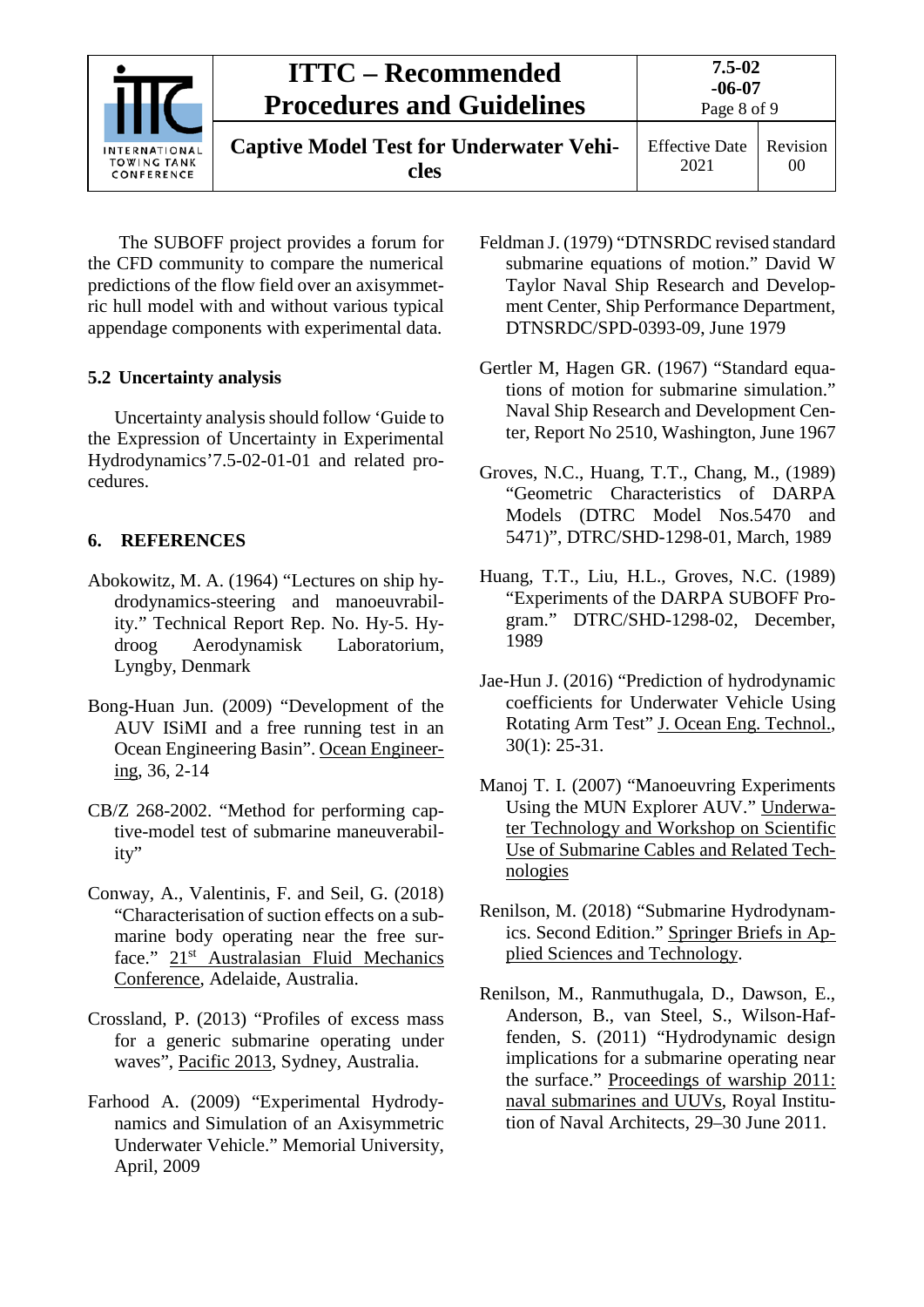The SUBOFF project provides a forum for the CFD community to compare the numerical predictions of the flow field over an axisymmetric hull model with and without various typical appendage components with experimental data.

### 5.2 Uncertainty analysis

Uncertainty analysis should follow 'Guide to the Expression of Uncertainty in Experimental Hydrodynamics'7.5-02-01-01 and related procedures.

## 6. REFERENCES

Abokowitz, M. A. (1964) "Lectures on ship hydrodynamics-steering and manoeuvrability." Technical Report Rep. No. Hy-5. Hydroog Aerodynamisk Laboratorium, Lyngby, Denmark

Bong-Huan Jun. (2009) "Development of the AUV ISiMI and a free running test in an Ocean Engineering Basin". Ocean Engineering, 36, 2-14

CB/Z 268-2002. "Method for performing captive-model test of submarine maneuverability"

Conway, A., Valentinis, F. and Seil, G. (2018) "Characterisation of suction effects on a submarine body operating near the free surface." 21st Australasian Fluid Mechanics Conference, Adelaide, Australia.

Crossland, P. (2013) "Profiles of excess mass for a generic submarine operating under waves", Pacific 2013, Sydney, Australia.

Farhood A. (2009) "Experimental Hydrodynamics and Simulation of an Axisymmetric Underwater Vehicle." Memorial University, April, 2009

Feldman J. (1979) "DTNSRDC revised standard submarine equations of motion." David W Taylor Naval Ship Research and Development Center, Ship Performance Department, DTNSRDC/SPD-0393-09, June 1979

Gertler M, Hagen GR. (1967) "Standard equations of motion for submarine simulation." Naval Ship Research and Development Center, Report No 2510, Washington, June 1967

Groves, N.C., Huang, T.T., Chang, M., (1989) "Geometric Characteristics of DARPA Models (DTRC Model Nos.5470 and 5471)", DTRC/SHD-1298-01, March, 1989

Huang, T.T., Liu, H.L., Groves, N.C. (1989) "Experiments of the DARPA SUBOFF Program." DTRC/SHD-1298-02, December, 1989

Jae-Hun J. (2016) "Prediction of hydrodynamic coefficients for Underwater Vehicle Using Rotating Arm Test" J. Ocean Eng. Technol., 30(1): 25-31.

Manoj T. I. (2007) "Manoeuvring Experiments Using the MUN Explorer AUV." Underwater Technology and Workshop on Scientific Use of Submarine Cables and Related Technologies

Renilson, M. (2018) "Submarine Hydrodynamics. Second Edition." Springer Briefs in Applied Sciences and Technology.

Renilson, M., Ranmuthugala, D., Dawson, E., Anderson, B., van Steel, S., Wilson-Haffenden, S. (2011) "Hydrodynamic design implications for a submarine operating near the surface." Proceedings of warship 2011: naval submarines and UUVs, Royal Institution of Naval Architects, 29–30 June 2011.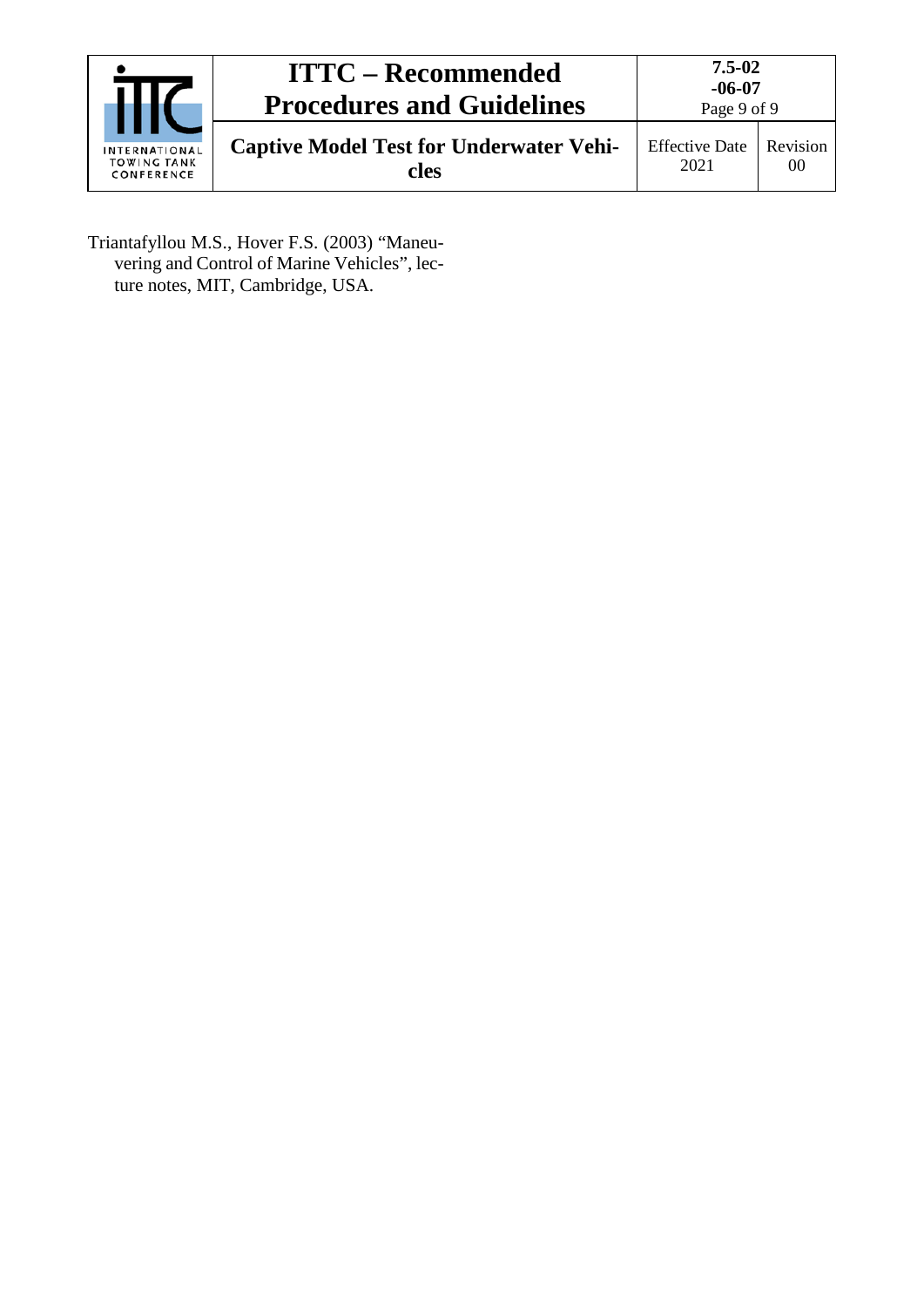Triantafyllou M.S., Hover F.S. (2003) "Maneuvering and Control of Marine Vehicles", lecture notes, MIT, Cambridge, USA.